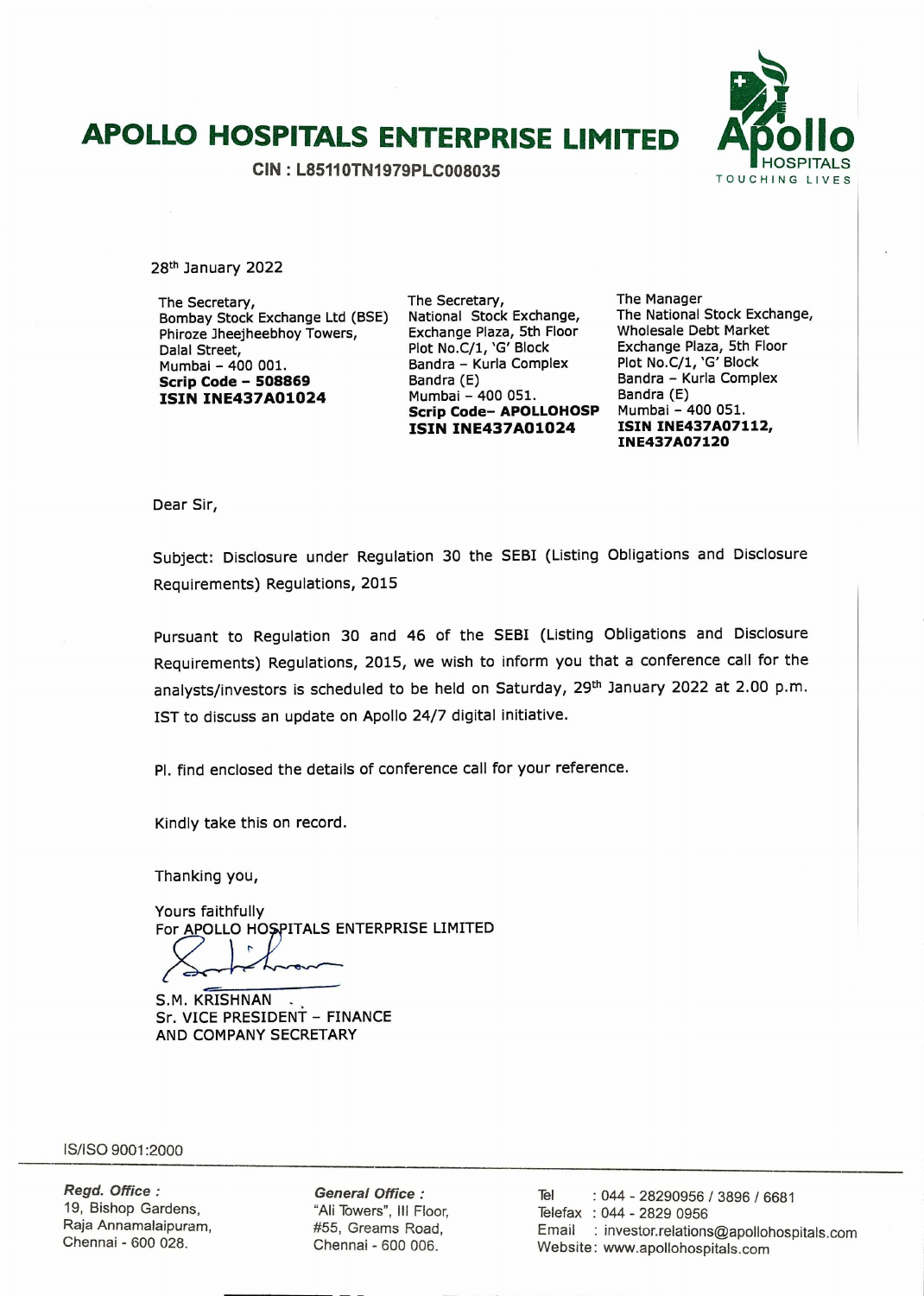# APOLLO HOSPITALS ENTERPRISE LIMITED

CIN : L85110TN1979PLC008035

Apollo HOSPITALS TOUCHING LIVES

28th January 2022

The Secretary,
Bombay Stock Exchange Ltd (BSE)
Phiroze Jheejheebhoy Towers,
Dalal Street,
Mumbai – 400 001.
**Scrip Code – 508869**
**ISIN INE437A01024**

The Secretary,
National Stock Exchange,
Exchange Plaza, 5th Floor
Plot No.C/1, 'G' Block
Bandra – Kurla Complex
Bandra (E)
Mumbai – 400 051.
**Scrip Code– APOLLOHOSP**
**ISIN INE437A01024**

The Manager
The National Stock Exchange,
Wholesale Debt Market
Exchange Plaza, 5th Floor
Plot No.C/1, 'G' Block
Bandra – Kurla Complex
Bandra (E)
Mumbai – 400 051.
**ISIN INE437A07112,**
**INE437A07120**

Dear Sir,

Subject: Disclosure under Regulation 30 the SEBI (Listing Obligations and Disclosure Requirements) Regulations, 2015

Pursuant to Regulation 30 and 46 of the SEBI (Listing Obligations and Disclosure Requirements) Regulations, 2015, we wish to inform you that a conference call for the analysts/investors is scheduled to be held on Saturday, 29th January 2022 at 2.00 p.m. IST to discuss an update on Apollo 24/7 digital initiative.

Pl. find enclosed the details of conference call for your reference.

Kindly take this on record.

Thanking you,

Yours faithfully
For APOLLO HOSPITALS ENTERPRISE LIMITED

S.M. KRISHNAN
Sr. VICE PRESIDENT – FINANCE
AND COMPANY SECRETARY

IS/ISO 9001:2000

*Regd. Office :*
19, Bishop Gardens,
Raja Annamalaipuram,
Chennai - 600 028.

*General Office :*
"Ali Towers", III Floor,
#55, Greams Road,
Chennai - 600 006.

Tel : 044 - 28290956 / 3896 / 6681
Telefax : 044 - 2829 0956
Email : investor.relations@apollohospitals.com
Website: www.apollohospitals.com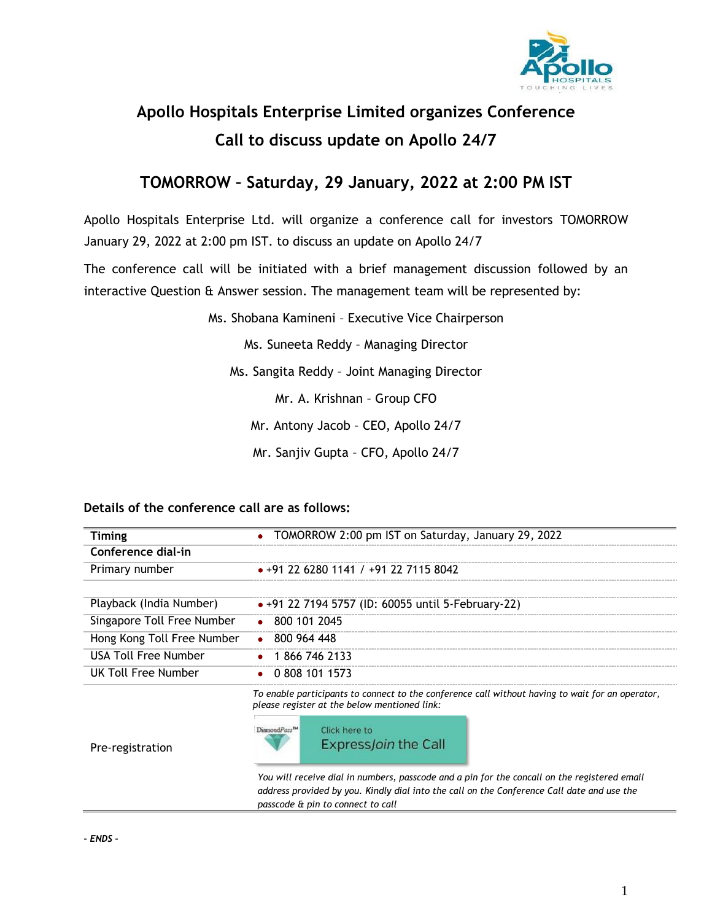# Apollo Hospitals Enterprise Limited organizes Conference Call to discuss update on Apollo 24/7

## TOMORROW – Saturday, 29 January, 2022 at 2:00 PM IST

Apollo Hospitals Enterprise Ltd. will organize a conference call for investors TOMORROW January 29, 2022 at 2:00 pm IST. to discuss an update on Apollo 24/7

The conference call will be initiated with a brief management discussion followed by an interactive Question & Answer session. The management team will be represented by:

Ms. Shobana Kamineni – Executive Vice Chairperson

Ms. Suneeta Reddy – Managing Director

Ms. Sangita Reddy – Joint Managing Director

Mr. A. Krishnan – Group CFO

Mr. Antony Jacob – CEO, Apollo 24/7

Mr. Sanjiv Gupta – CFO, Apollo 24/7

**Details of the conference call are as follows:**

| **Timing** | • TOMORROW 2:00 pm IST on Saturday, January 29, 2022 |
|---|---|
| **Conference dial-in** | |
| Primary number | • +91 22 6280 1141 / +91 22 7115 8042 |
| | |
| Playback (India Number) | • +91 22 7194 5757 (ID: 60055 until 5-February-22) |
| Singapore Toll Free Number | • 800 101 2045 |
| Hong Kong Toll Free Number | • 800 964 448 |
| USA Toll Free Number | • 1 866 746 2133 |
| UK Toll Free Number | • 0 808 101 1573 |
| Pre-registration | *To enable participants to connect to the conference call without having to wait for an operator, please register at the below mentioned link:* DiamondPass™ Click here to ExpressJoin the Call *You will receive dial in numbers, passcode and a pin for the concall on the registered email address provided by you. Kindly dial into the call on the Conference Call date and use the passcode & pin to connect to call* |

***- ENDS -***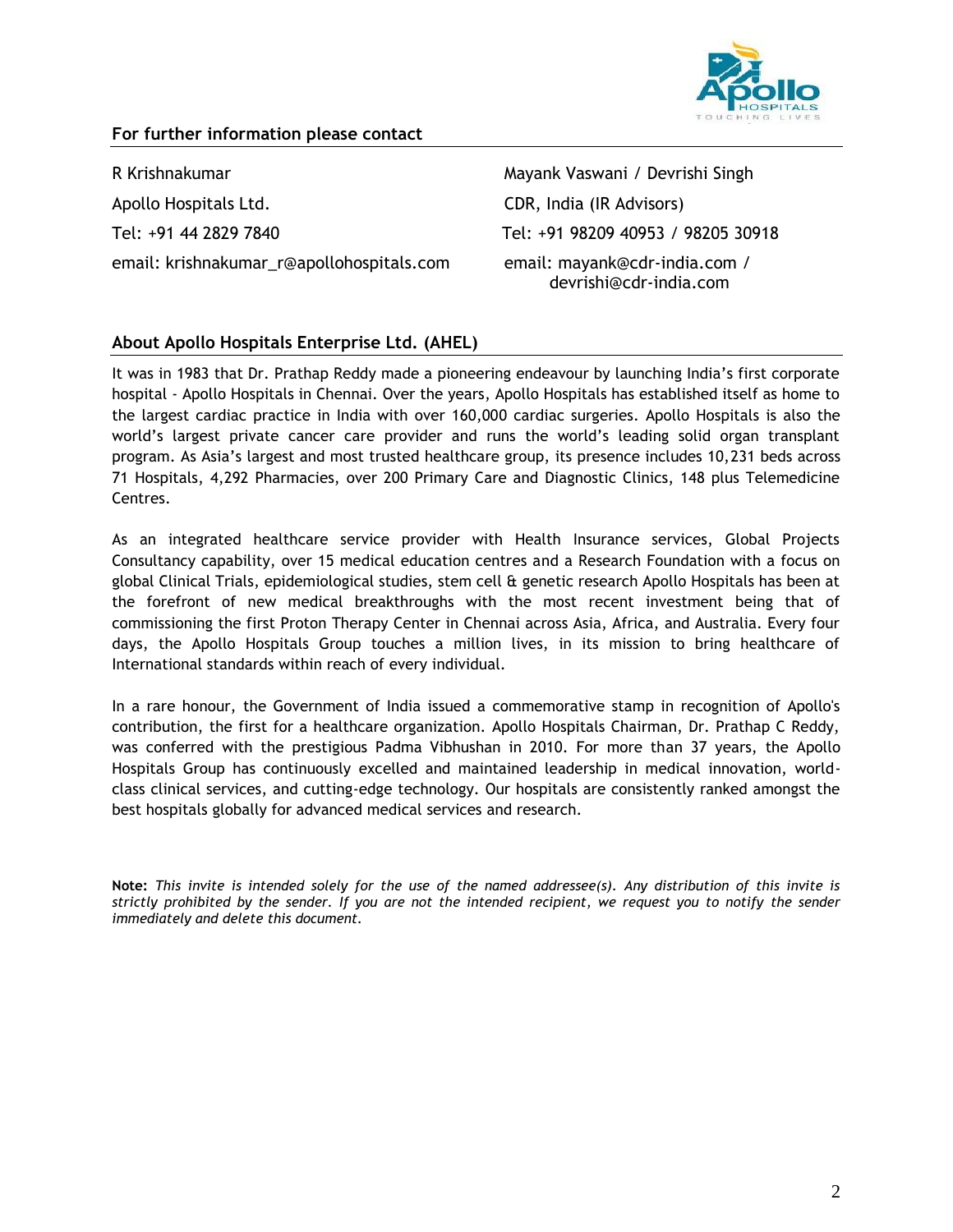## For further information please contact

| | |
|---|---|
| R Krishnakumar | Mayank Vaswani / Devrishi Singh |
| Apollo Hospitals Ltd. | CDR, India (IR Advisors) |
| Tel: +91 44 2829 7840 | Tel: +91 98209 40953 / 98205 30918 |
| email: krishnakumar_r@apollohospitals.com | email: mayank@cdr-india.com / devrishi@cdr-india.com |

## About Apollo Hospitals Enterprise Ltd. (AHEL)

It was in 1983 that Dr. Prathap Reddy made a pioneering endeavour by launching India's first corporate hospital - Apollo Hospitals in Chennai. Over the years, Apollo Hospitals has established itself as home to the largest cardiac practice in India with over 160,000 cardiac surgeries. Apollo Hospitals is also the world's largest private cancer care provider and runs the world's leading solid organ transplant program. As Asia's largest and most trusted healthcare group, its presence includes 10,231 beds across 71 Hospitals, 4,292 Pharmacies, over 200 Primary Care and Diagnostic Clinics, 148 plus Telemedicine Centres.

As an integrated healthcare service provider with Health Insurance services, Global Projects Consultancy capability, over 15 medical education centres and a Research Foundation with a focus on global Clinical Trials, epidemiological studies, stem cell & genetic research Apollo Hospitals has been at the forefront of new medical breakthroughs with the most recent investment being that of commissioning the first Proton Therapy Center in Chennai across Asia, Africa, and Australia. Every four days, the Apollo Hospitals Group touches a million lives, in its mission to bring healthcare of International standards within reach of every individual.

In a rare honour, the Government of India issued a commemorative stamp in recognition of Apollo's contribution, the first for a healthcare organization. Apollo Hospitals Chairman, Dr. Prathap C Reddy, was conferred with the prestigious Padma Vibhushan in 2010. For more than 37 years, the Apollo Hospitals Group has continuously excelled and maintained leadership in medical innovation, world-class clinical services, and cutting-edge technology. Our hospitals are consistently ranked amongst the best hospitals globally for advanced medical services and research.

**Note:** *This invite is intended solely for the use of the named addressee(s). Any distribution of this invite is strictly prohibited by the sender. If you are not the intended recipient, we request you to notify the sender immediately and delete this document.*